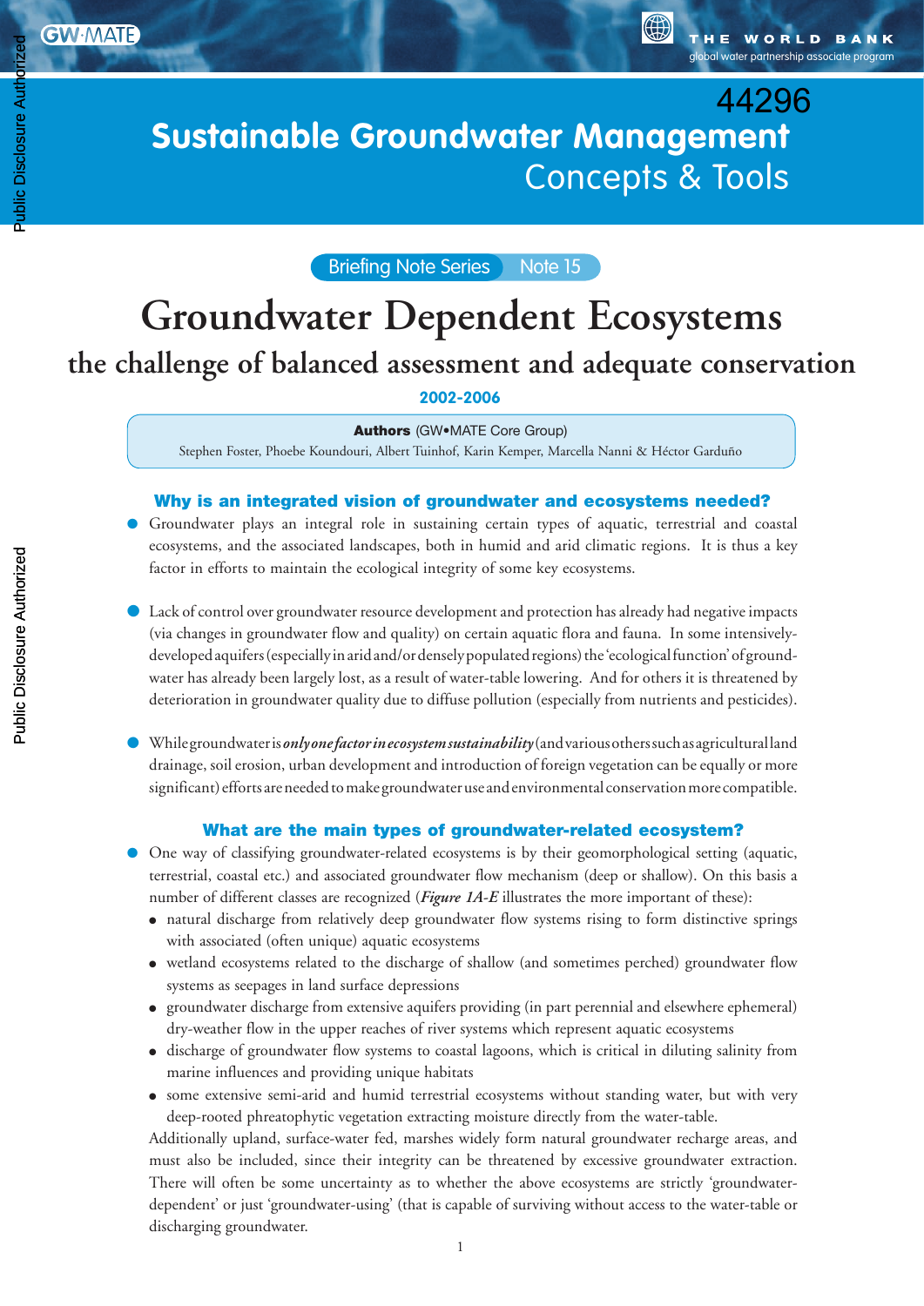GW•MATE

THE WORLD BANK
global water partnership associate program

44296

# Sustainable Groundwater Management
## Concepts & Tools

Briefing Note Series Note 15

# Groundwater Dependent Ecosystems
## the challenge of balanced assessment and adequate conservation

**2002-2006**

**Authors** (GW•MATE Core Group)
Stephen Foster, Phoebe Koundouri, Albert Tuinhof, Karin Kemper, Marcella Nanni & Héctor Garduño

### Why is an integrated vision of groundwater and ecosystems needed?

- Groundwater plays an integral role in sustaining certain types of aquatic, terrestrial and coastal ecosystems, and the associated landscapes, both in humid and arid climatic regions. It is thus a key factor in efforts to maintain the ecological integrity of some key ecosystems.

- Lack of control over groundwater resource development and protection has already had negative impacts (via changes in groundwater flow and quality) on certain aquatic flora and fauna. In some intensively-developed aquifers (especially in arid and/or densely populated regions) the 'ecological function' of groundwater has already been largely lost, as a result of water-table lowering. And for others it is threatened by deterioration in groundwater quality due to diffuse pollution (especially from nutrients and pesticides).

- While groundwater is ***only one factor in ecosystem sustainability*** (and various others such as agricultural land drainage, soil erosion, urban development and introduction of foreign vegetation can be equally or more significant) efforts are needed to make groundwater use and environmental conservation more compatible.

### What are the main types of groundwater-related ecosystem?

- One way of classifying groundwater-related ecosystems is by their geomorphological setting (aquatic, terrestrial, coastal etc.) and associated groundwater flow mechanism (deep or shallow). On this basis a number of different classes are recognized (***Figure 1A-E*** illustrates the more important of these):
  - natural discharge from relatively deep groundwater flow systems rising to form distinctive springs with associated (often unique) aquatic ecosystems
  - wetland ecosystems related to the discharge of shallow (and sometimes perched) groundwater flow systems as seepages in land surface depressions
  - groundwater discharge from extensive aquifers providing (in part perennial and elsewhere ephemeral) dry-weather flow in the upper reaches of river systems which represent aquatic ecosystems
  - discharge of groundwater flow systems to coastal lagoons, which is critical in diluting salinity from marine influences and providing unique habitats
  - some extensive semi-arid and humid terrestrial ecosystems without standing water, but with very deep-rooted phreatophytic vegetation extracting moisture directly from the water-table.

  Additionally upland, surface-water fed, marshes widely form natural groundwater recharge areas, and must also be included, since their integrity can be threatened by excessive groundwater extraction. There will often be some uncertainty as to whether the above ecosystems are strictly 'groundwater-dependent' or just 'groundwater-using' (that is capable of surviving without access to the water-table or discharging groundwater.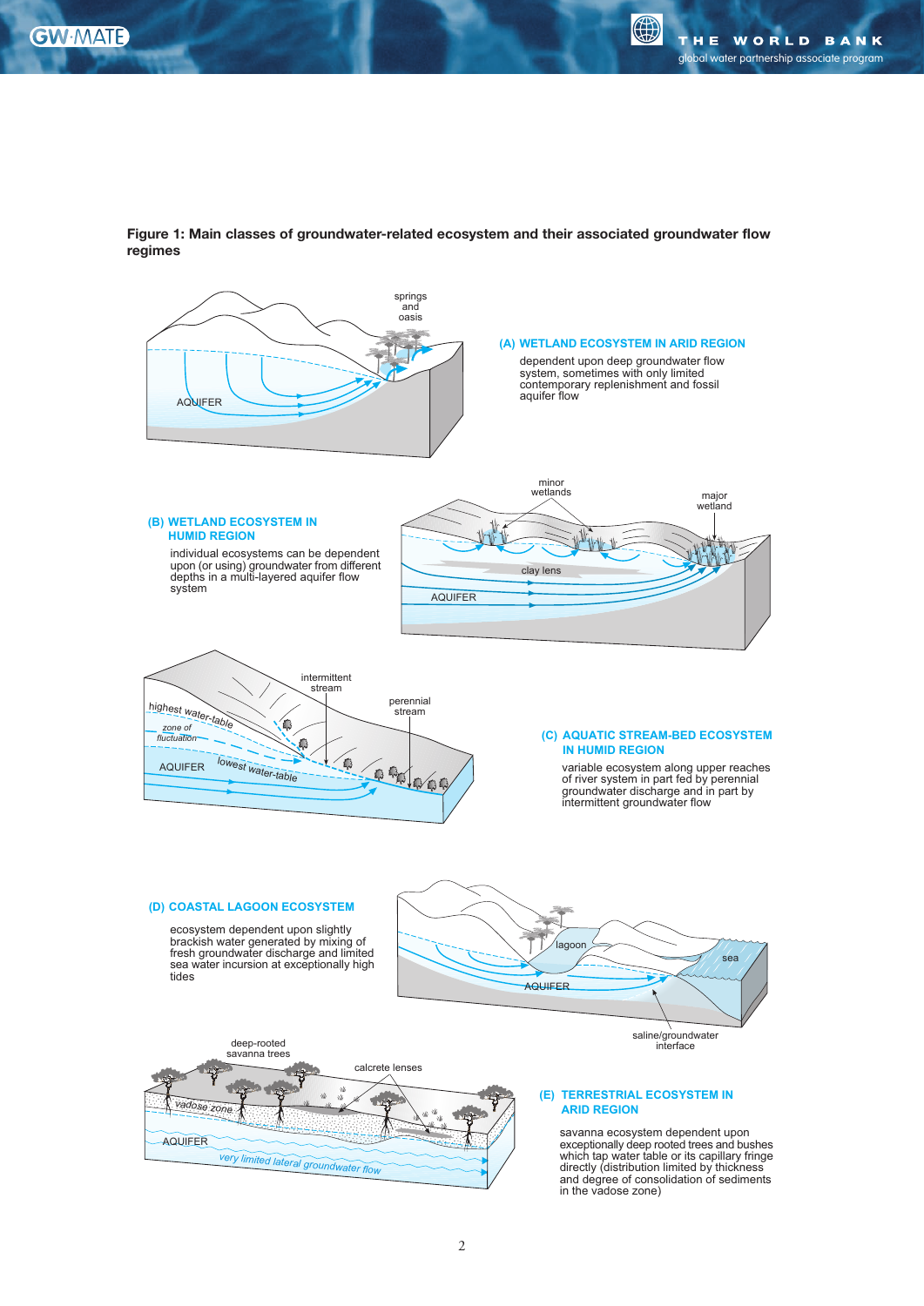**Figure 1: Main classes of groundwater-related ecosystem and their associated groundwater flow regimes**

**(A) WETLAND ECOSYSTEM IN ARID REGION**

dependent upon deep groundwater flow system, sometimes with only limited contemporary replenishment and fossil aquifer flow

**(B) WETLAND ECOSYSTEM IN HUMID REGION**

individual ecosystems can be dependent upon (or using) groundwater from different depths in a multi-layered aquifer flow system

**(C) AQUATIC STREAM-BED ECOSYSTEM IN HUMID REGION**

variable ecosystem along upper reaches of river system in part fed by perennial groundwater discharge and in part by intermittent groundwater flow

**(D) COASTAL LAGOON ECOSYSTEM**

ecosystem dependent upon slightly brackish water generated by mixing of fresh groundwater discharge and limited sea water incursion at exceptionally high tides

**(E) TERRESTRIAL ECOSYSTEM IN ARID REGION**

savanna ecosystem dependent upon exceptionally deep rooted trees and bushes which tap water table or its capillary fringe directly (distribution limited by thickness and degree of consolidation of sediments in the vadose zone)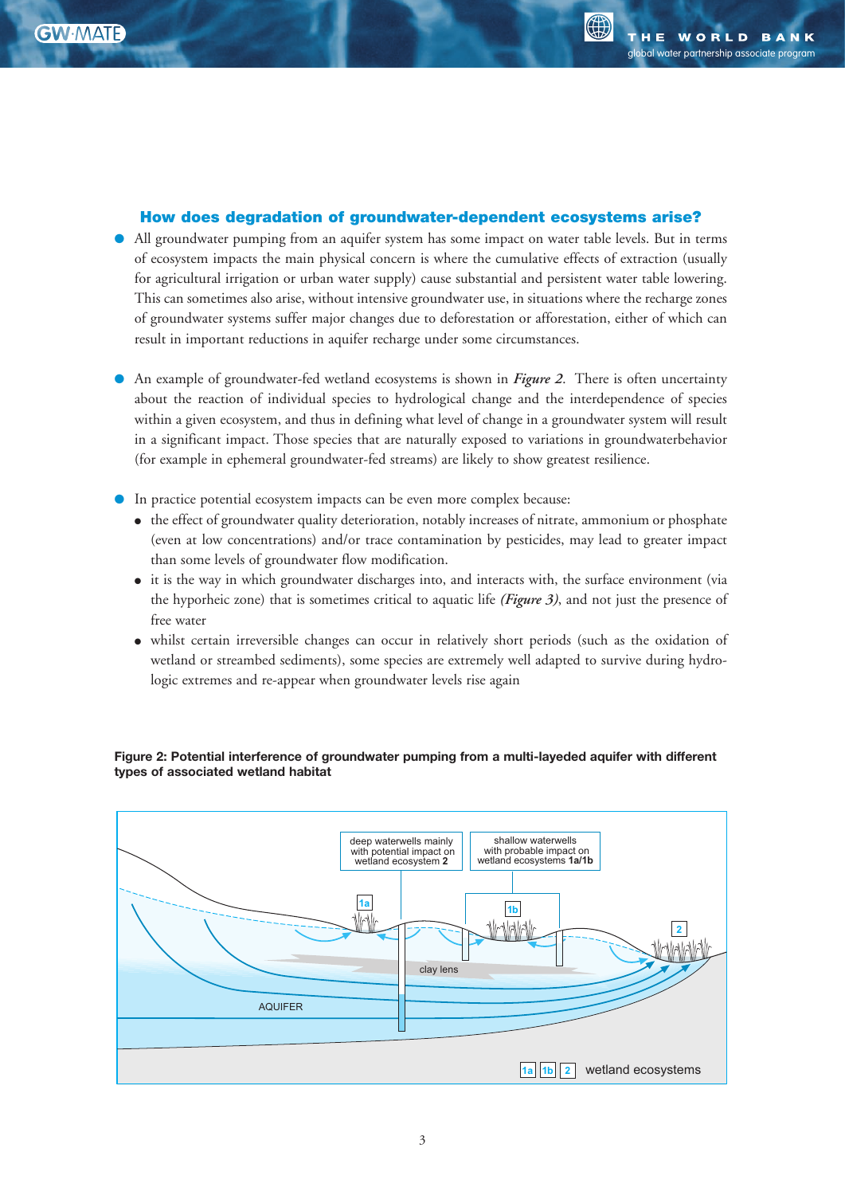## How does degradation of groundwater-dependent ecosystems arise?

- All groundwater pumping from an aquifer system has some impact on water table levels. But in terms of ecosystem impacts the main physical concern is where the cumulative effects of extraction (usually for agricultural irrigation or urban water supply) cause substantial and persistent water table lowering. This can sometimes also arise, without intensive groundwater use, in situations where the recharge zones of groundwater systems suffer major changes due to deforestation or afforestation, either of which can result in important reductions in aquifer recharge under some circumstances.

- An example of groundwater-fed wetland ecosystems is shown in ***Figure 2***. There is often uncertainty about the reaction of individual species to hydrological change and the interdependence of species within a given ecosystem, and thus in defining what level of change in a groundwater system will result in a significant impact. Those species that are naturally exposed to variations in groundwaterbehavior (for example in ephemeral groundwater-fed streams) are likely to show greatest resilience.

- In practice potential ecosystem impacts can be even more complex because:
  - the effect of groundwater quality deterioration, notably increases of nitrate, ammonium or phosphate (even at low concentrations) and/or trace contamination by pesticides, may lead to greater impact than some levels of groundwater flow modification.
  - it is the way in which groundwater discharges into, and interacts with, the surface environment (via the hyporheic zone) that is sometimes critical to aquatic life ***(Figure 3)***, and not just the presence of free water
  - whilst certain irreversible changes can occur in relatively short periods (such as the oxidation of wetland or streambed sediments), some species are extremely well adapted to survive during hydrologic extremes and re-appear when groundwater levels rise again

**Figure 2: Potential interference of groundwater pumping from a multi-layeded aquifer with different types of associated wetland habitat**

deep waterwells mainly with potential impact on wetland ecosystem **2**

shallow waterwells with probable impact on wetland ecosystems **1a/1b**

1a, 1b, 2 — wetland ecosystems

clay lens

AQUIFER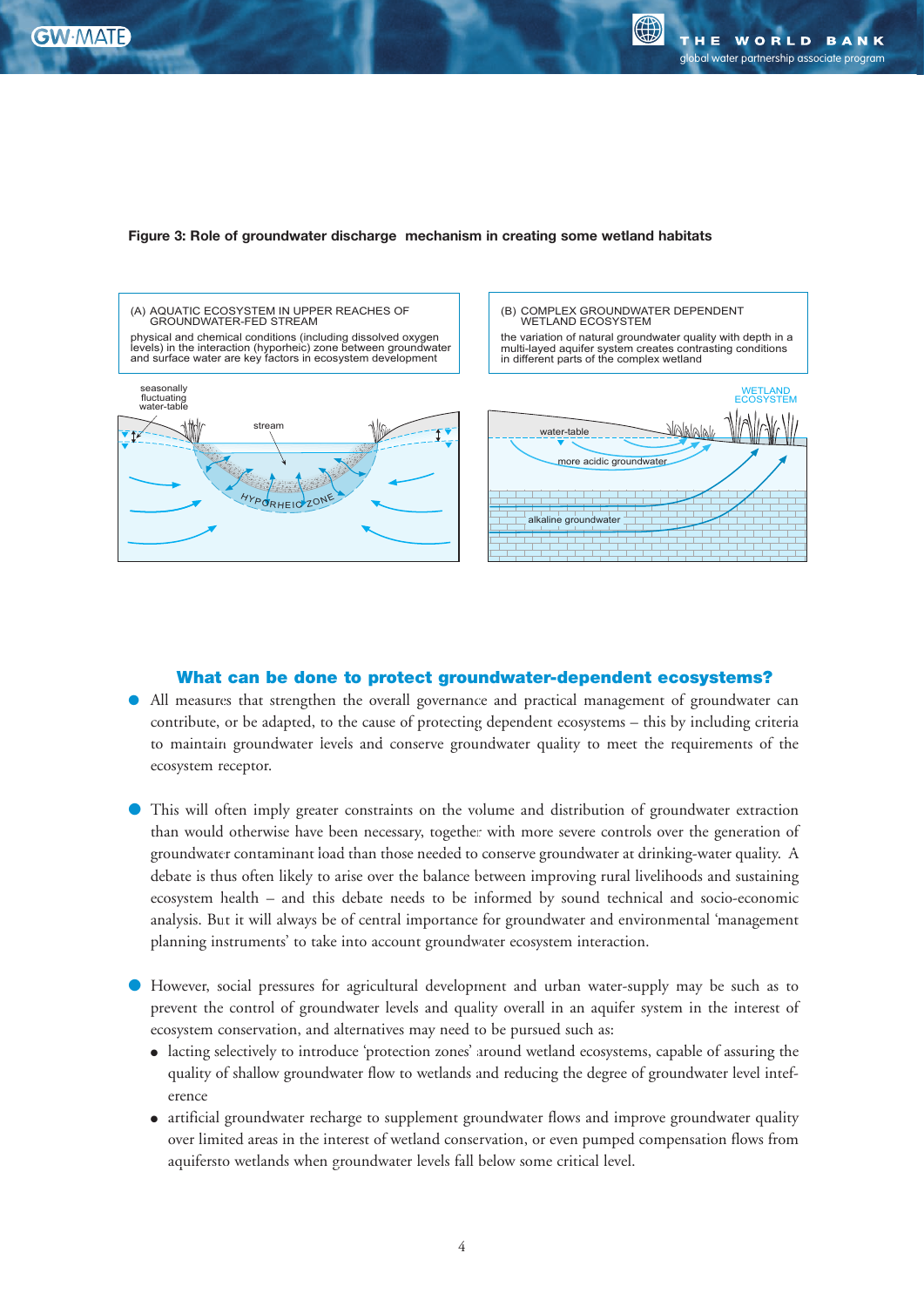**Figure 3: Role of groundwater discharge mechanism in creating some wetland habitats**

(A) AQUATIC ECOSYSTEM IN UPPER REACHES OF GROUNDWATER-FED STREAM

physical and chemical conditions (including dissolved oxygen levels) in the interaction (hyporheic) zone between groundwater and surface water are key factors in ecosystem development

(B) COMPLEX GROUNDWATER DEPENDENT WETLAND ECOSYSTEM

the variation of natural groundwater quality with depth in a multi-layed aquifer system creates contrasting conditions in different parts of the complex wetland

### What can be done to protect groundwater-dependent ecosystems?

- All measures that strengthen the overall governance and practical management of groundwater can contribute, or be adapted, to the cause of protecting dependent ecosystems – this by including criteria to maintain groundwater levels and conserve groundwater quality to meet the requirements of the ecosystem receptor.

- This will often imply greater constraints on the volume and distribution of groundwater extraction than would otherwise have been necessary, together with more severe controls over the generation of groundwater contaminant load than those needed to conserve groundwater at drinking-water quality. A debate is thus often likely to arise over the balance between improving rural livelihoods and sustaining ecosystem health – and this debate needs to be informed by sound technical and socio-economic analysis. But it will always be of central importance for groundwater and environmental 'management planning instruments' to take into account groundwater ecosystem interaction.

- However, social pressures for agricultural development and urban water-supply may be such as to prevent the control of groundwater levels and quality overall in an aquifer system in the interest of ecosystem conservation, and alternatives may need to be pursued such as:
  - lacting selectively to introduce 'protection zones' around wetland ecosystems, capable of assuring the quality of shallow groundwater flow to wetlands and reducing the degree of groundwater level interference
  - artificial groundwater recharge to supplement groundwater flows and improve groundwater quality over limited areas in the interest of wetland conservation, or even pumped compensation flows from aquifersto wetlands when groundwater levels fall below some critical level.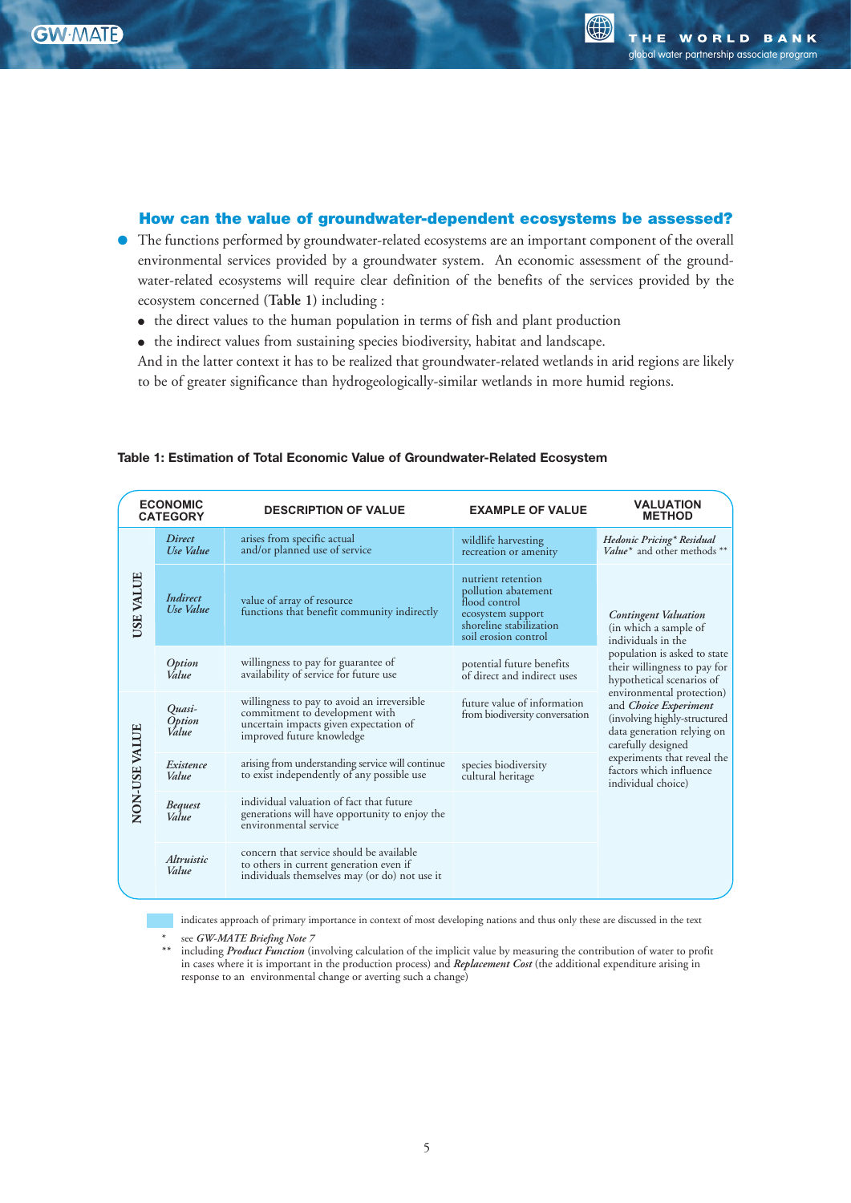## How can the value of groundwater-dependent ecosystems be assessed?

- The functions performed by groundwater-related ecosystems are an important component of the overall environmental services provided by a groundwater system. An economic assessment of the groundwater-related ecosystems will require clear definition of the benefits of the services provided by the ecosystem concerned (**Table 1**) including :
  - the direct values to the human population in terms of fish and plant production
  - the indirect values from sustaining species biodiversity, habitat and landscape.

  And in the latter context it has to be realized that groundwater-related wetlands in arid regions are likely to be of greater significance than hydrogeologically-similar wetlands in more humid regions.

**Table 1: Estimation of Total Economic Value of Groundwater-Related Ecosystem**

| ECONOMIC CATEGORY | | DESCRIPTION OF VALUE | EXAMPLE OF VALUE | VALUATION METHOD |
|---|---|---|---|---|
| USE VALUE | *Direct Use Value* | arises from specific actual and/or planned use of service | wildlife harvesting<br>recreation or amenity | *Hedonic Pricing\* Residual Value\** and other methods \*\* |
| USE VALUE | *Indirect Use Value* | value of array of resource functions that benefit community indirectly | nutrient retention<br>pollution abatement<br>flood control<br>ecosystem support<br>shoreline stabilization<br>soil erosion control | *Contingent Valuation* (in which a sample of individuals in the population is asked to state their willingness to pay for hypothetical scenarios of environmental protection) and *Choice Experiment* (involving highly-structured data generation relying on carefully designed experiments that reveal the factors which influence individual choice) |
| USE VALUE | *Option Value* | willingness to pay for guarantee of availability of service for future use | potential future benefits of direct and indirect uses | |
| NON-USE VALUE | *Quasi-Option Value* | willingness to pay to avoid an irreversible commitment to development with uncertain impacts given expectation of improved future knowledge | future value of information from biodiversity conversation | |
| NON-USE VALUE | *Existence Value* | arising from understanding service will continue to exist independently of any possible use | species biodiversity<br>cultural heritage | |
| NON-USE VALUE | *Bequest Value* | individual valuation of fact that future generations will have opportunity to enjoy the environmental service | | |
| NON-USE VALUE | *Altruistic Value* | concern that service should be available to others in current generation even if individuals themselves may (or do) not use it | | |

[shaded] indicates approach of primary importance in context of most developing nations and thus only these are discussed in the text

\* see *GW-MATE Briefing Note 7*

\*\* including ***Product Function*** (involving calculation of the implicit value by measuring the contribution of water to profit in cases where it is important in the production process) and ***Replacement Cost*** (the additional expenditure arising in response to an environmental change or averting such a change)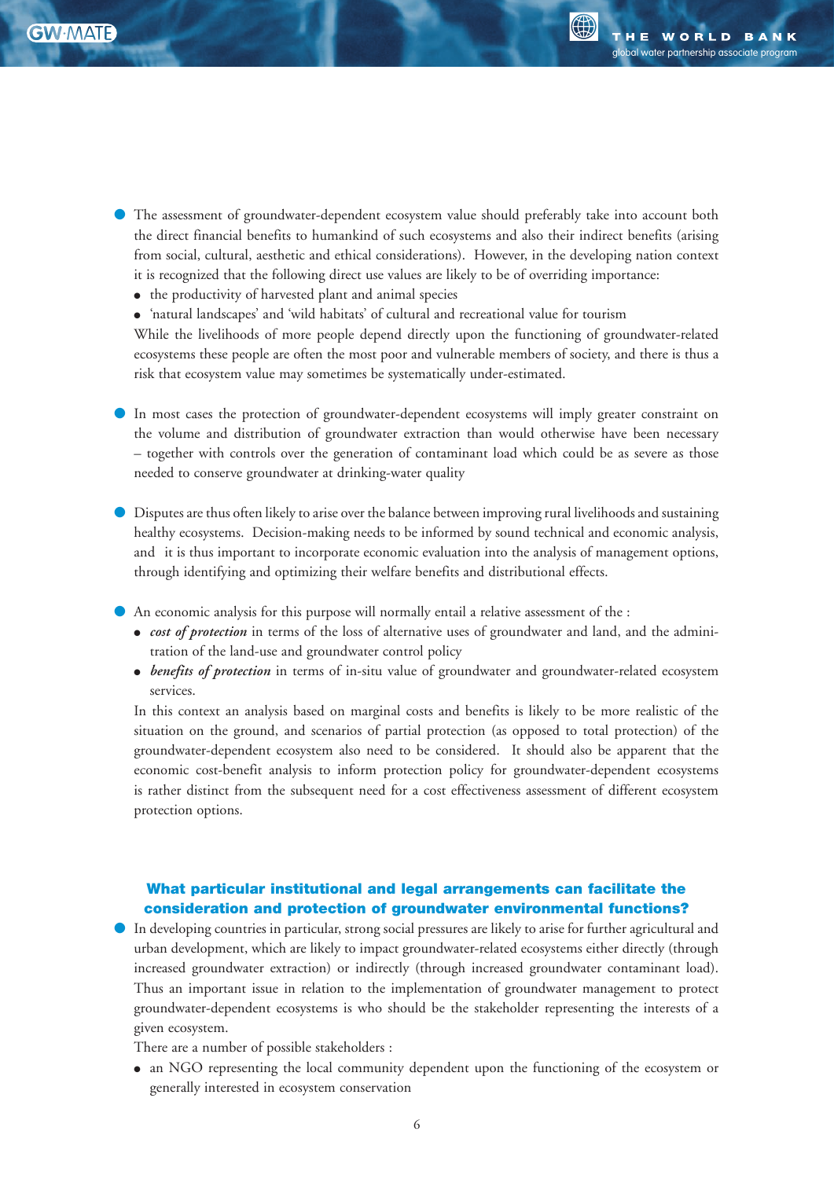- The assessment of groundwater-dependent ecosystem value should preferably take into account both the direct financial benefits to humankind of such ecosystems and also their indirect benefits (arising from social, cultural, aesthetic and ethical considerations). However, in the developing nation context it is recognized that the following direct use values are likely to be of overriding importance:
  - the productivity of harvested plant and animal species
  - 'natural landscapes' and 'wild habitats' of cultural and recreational value for tourism

  While the livelihoods of more people depend directly upon the functioning of groundwater-related ecosystems these people are often the most poor and vulnerable members of society, and there is thus a risk that ecosystem value may sometimes be systematically under-estimated.

- In most cases the protection of groundwater-dependent ecosystems will imply greater constraint on the volume and distribution of groundwater extraction than would otherwise have been necessary – together with controls over the generation of contaminant load which could be as severe as those needed to conserve groundwater at drinking-water quality

- Disputes are thus often likely to arise over the balance between improving rural livelihoods and sustaining healthy ecosystems. Decision-making needs to be informed by sound technical and economic analysis, and it is thus important to incorporate economic evaluation into the analysis of management options, through identifying and optimizing their welfare benefits and distributional effects.

- An economic analysis for this purpose will normally entail a relative assessment of the :
  - ***cost of protection*** in terms of the loss of alternative uses of groundwater and land, and the administration of the land-use and groundwater control policy
  - ***benefits of protection*** in terms of in-situ value of groundwater and groundwater-related ecosystem services.

  In this context an analysis based on marginal costs and benefits is likely to be more realistic of the situation on the ground, and scenarios of partial protection (as opposed to total protection) of the groundwater-dependent ecosystem also need to be considered. It should also be apparent that the economic cost-benefit analysis to inform protection policy for groundwater-dependent ecosystems is rather distinct from the subsequent need for a cost effectiveness assessment of different ecosystem protection options.

### What particular institutional and legal arrangements can facilitate the consideration and protection of groundwater environmental functions?

- In developing countries in particular, strong social pressures are likely to arise for further agricultural and urban development, which are likely to impact groundwater-related ecosystems either directly (through increased groundwater extraction) or indirectly (through increased groundwater contaminant load). Thus an important issue in relation to the implementation of groundwater management to protect groundwater-dependent ecosystems is who should be the stakeholder representing the interests of a given ecosystem.

  There are a number of possible stakeholders :
  - an NGO representing the local community dependent upon the functioning of the ecosystem or generally interested in ecosystem conservation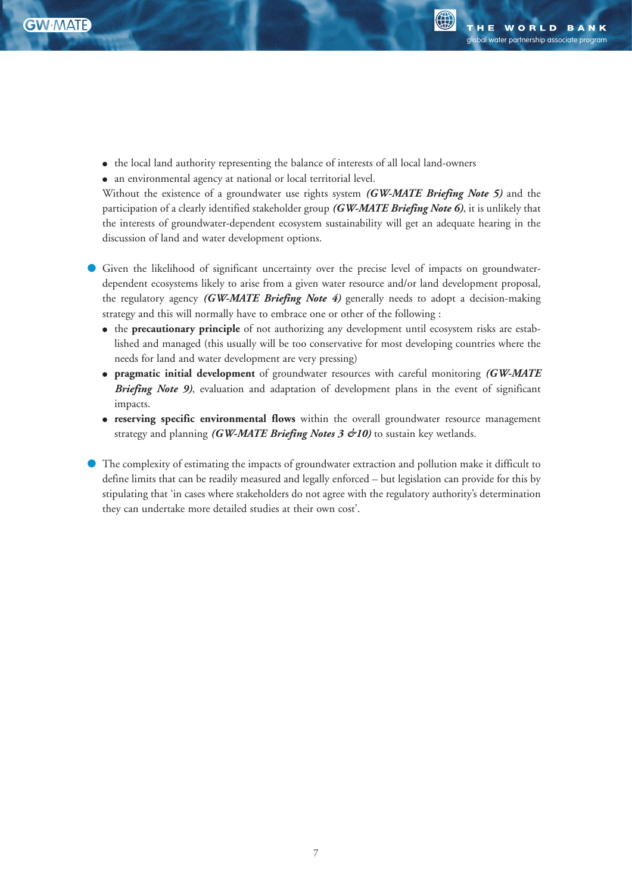- the local land authority representing the balance of interests of all local land-owners
- an environmental agency at national or local territorial level.

Without the existence of a groundwater use rights system ***(GW-MATE Briefing Note 5)*** and the participation of a clearly identified stakeholder group ***(GW-MATE Briefing Note 6)***, it is unlikely that the interests of groundwater-dependent ecosystem sustainability will get an adequate hearing in the discussion of land and water development options.

- Given the likelihood of significant uncertainty over the precise level of impacts on groundwater-dependent ecosystems likely to arise from a given water resource and/or land development proposal, the regulatory agency ***(GW-MATE Briefing Note 4)*** generally needs to adopt a decision-making strategy and this will normally have to embrace one or other of the following :
  - the **precautionary principle** of not authorizing any development until ecosystem risks are established and managed (this usually will be too conservative for most developing countries where the needs for land and water development are very pressing)
  - **pragmatic initial development** of groundwater resources with careful monitoring ***(GW-MATE Briefing Note 9)***, evaluation and adaptation of development plans in the event of significant impacts.
  - **reserving specific environmental flows** within the overall groundwater resource management strategy and planning ***(GW-MATE Briefing Notes 3 &10)*** to sustain key wetlands.

- The complexity of estimating the impacts of groundwater extraction and pollution make it difficult to define limits that can be readily measured and legally enforced – but legislation can provide for this by stipulating that 'in cases where stakeholders do not agree with the regulatory authority's determination they can undertake more detailed studies at their own cost'.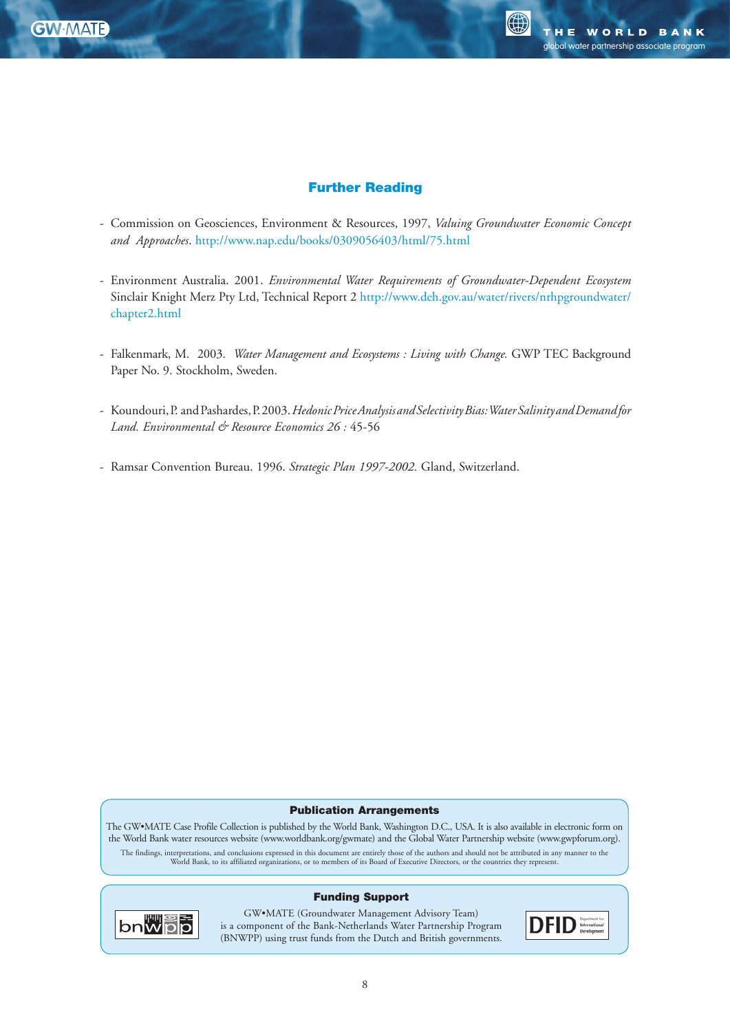## Further Reading

- Commission on Geosciences, Environment & Resources, 1997, *Valuing Groundwater Economic Concept and Approaches*. http://www.nap.edu/books/0309056403/html/75.html

- Environment Australia. 2001. *Environmental Water Requirements of Groundwater-Dependent Ecosystem* Sinclair Knight Merz Pty Ltd, Technical Report 2 http://www.deh.gov.au/water/rivers/nrhpgroundwater/chapter2.html

- Falkenmark, M. 2003. *Water Management and Ecosystems : Living with Change.* GWP TEC Background Paper No. 9. Stockholm, Sweden.

- Koundouri, P. and Pashardes, P. 2003. *Hedonic Price Analysis and Selectivity Bias: Water Salinity and Demand for Land. Environmental & Resource Economics 26 :* 45-56

- Ramsar Convention Bureau. 1996. *Strategic Plan 1997-2002.* Gland, Switzerland.

**Publication Arrangements**

The GW•MATE Case Profile Collection is published by the World Bank, Washington D.C., USA. It is also available in electronic form on the World Bank water resources website (www.worldbank.org/gwmate) and the Global Water Partnership website (www.gwpforum.org).

The findings, interpretations, and conclusions expressed in this document are entirely those of the authors and should not be attributed in any manner to the World Bank, to its affiliated organizations, or to members of its Board of Executive Directors, or the countries they represent.

**Funding Support**

GW•MATE (Groundwater Management Advisory Team) is a component of the Bank-Netherlands Water Partnership Program (BNWPP) using trust funds from the Dutch and British governments.